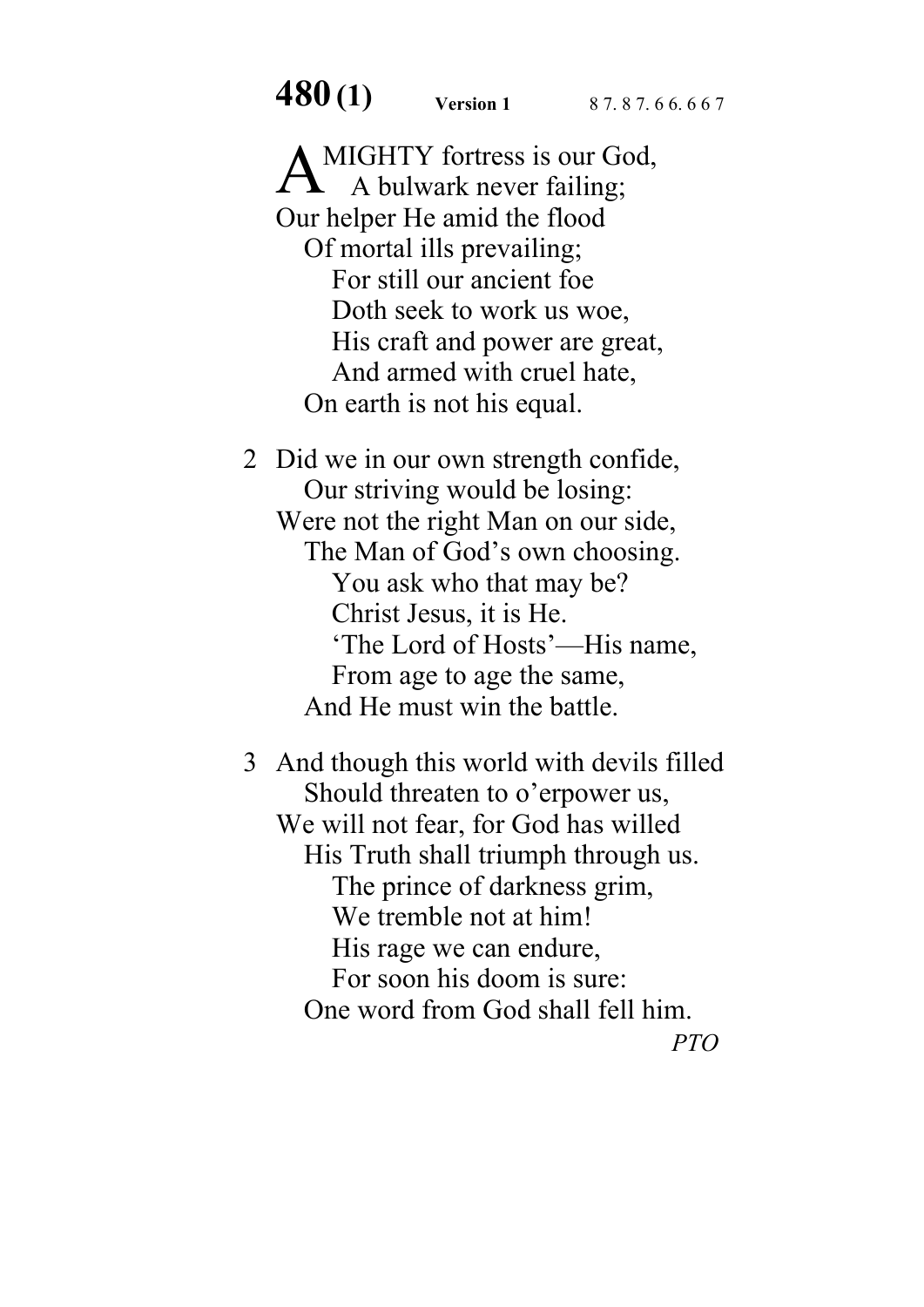**480 (1)** **Version 1** 8 7. 8 7. 6 6. 6 6 7

A MIGHTY fortress is our God,
   A bulwark never failing;
Our helper He amid the flood
   Of mortal ills prevailing;
      For still our ancient foe
      Doth seek to work us woe,
      His craft and power are great,
      And armed with cruel hate,
   On earth is not his equal.

2 Did we in our own strength confide,
   Our striving would be losing:
Were not the right Man on our side,
   The Man of God's own choosing.
      You ask who that may be?
      Christ Jesus, it is He.
      'The Lord of Hosts'—His name,
      From age to age the same,
   And He must win the battle.

3 And though this world with devils filled
   Should threaten to o'erpower us,
We will not fear, for God has willed
   His Truth shall triumph through us.
      The prince of darkness grim,
      We tremble not at him!
      His rage we can endure,
      For soon his doom is sure:
   One word from God shall fell him.

*PTO*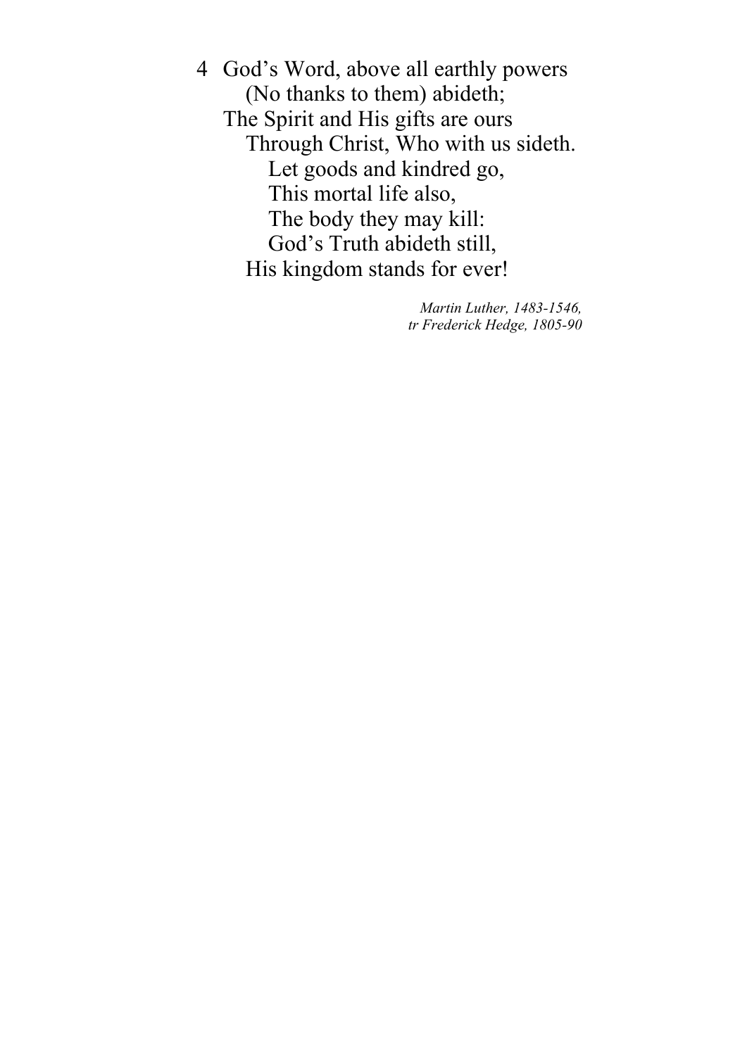4 God's Word, above all earthly powers
(No thanks to them) abideth;
The Spirit and His gifts are ours
Through Christ, Who with us sideth.
Let goods and kindred go,
This mortal life also,
The body they may kill:
God's Truth abideth still,
His kingdom stands for ever!

*Martin Luther, 1483-1546,*
*tr Frederick Hedge, 1805-90*